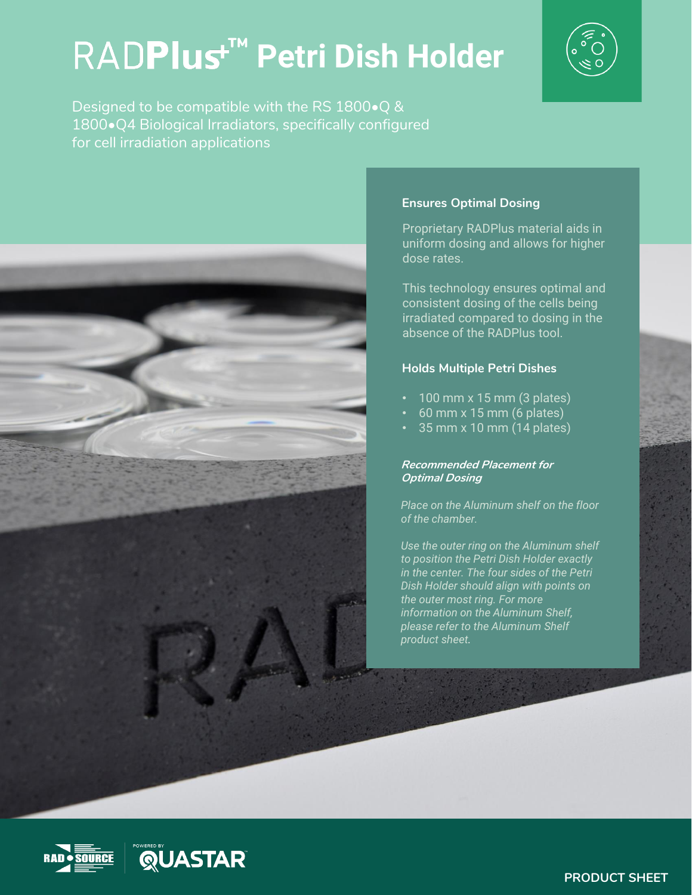# RADPlus™ Petri Dish Holder

Designed to be compatible with the RS 1800•Q & 1800•Q4 Biological Irradiators, specifically configured for cell irradiation applications

### Ensures Optimal Dosing

Proprietary RADPlus material aids in uniform dosing and allows for higher dose rates.

This technology ensures optimal and consistent dosing of the cells being irradiated compared to dosing in the absence of the RADPlus tool.

### Holds Multiple Petri Dishes

- 100 mm x 15 mm (3 plates)
- 60 mm x 15 mm (6 plates)
- 35 mm x 10 mm (14 plates)

***Recommended Placement for Optimal Dosing***

*Place on the Aluminum shelf on the floor of the chamber.*

*Use the outer ring on the Aluminum shelf to position the Petri Dish Holder exactly in the center. The four sides of the Petri Dish Holder should align with points on the outer most ring. For more information on the Aluminum Shelf, please refer to the Aluminum Shelf product sheet.*

RAD SOURCE | POWERED BY QUASTAR

PRODUCT SHEET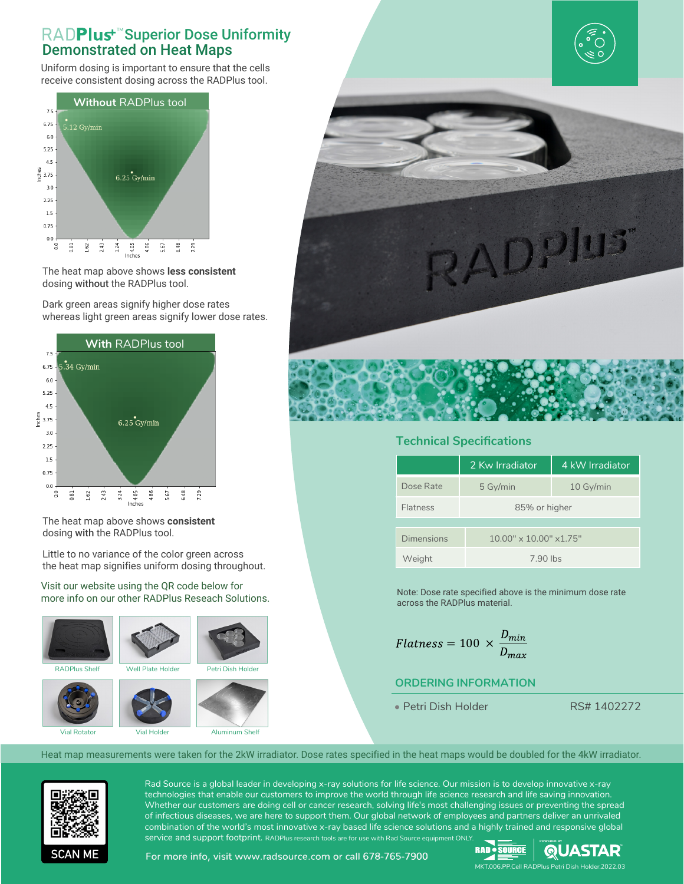# RADPlus™ Superior Dose Uniformity Demonstrated on Heat Maps

Uniform dosing is important to ensure that the cells receive consistent dosing across the RADPlus tool.

Without RADPlus tool

5.12 Gy/min

6.25 Gy/min

7.5
6.75
6.0
5.25
4.5
3.75
3.0
2.25
1.5
0.75
0.0
Inches

0.0 0.81 1.62 2.43 3.24 4.05 4.86 5.67 6.48 7.29
Inches

The heat map above shows **less consistent** dosing **without** the RADPlus tool.

Dark green areas signify higher dose rates whereas light green areas signify lower dose rates.

With RADPlus tool

5.34 Gy/min

6.25 Gy/min

7.5
6.75
6.0
5.25
4.5
3.75
3.0
2.25
1.5
0.75
0.0
Inches

0.0 0.81 1.62 2.43 3.24 4.05 4.86 5.67 6.48 7.29
Inches

The heat map above shows **consistent** dosing **with** the RADPlus tool.

Little to no variance of the color green across the heat map signifies uniform dosing throughout.

Visit our website using the QR code below for more info on our other RADPlus Reseach Solutions.

RADPlus Shelf

Well Plate Holder

Petri Dish Holder

Vial Rotator

Vial Holder

Aluminum Shelf

## Technical Specifications

| | 2 Kw Irradiator | 4 kW Irradiator |
|---|---|---|
| Dose Rate | 5 Gy/min | 10 Gy/min |
| Flatness | 85% or higher | |

| | |
|---|---|
| Dimensions | 10.00" x 10.00" x1.75" |
| Weight | 7.90 lbs |

Note: Dose rate specified above is the minimum dose rate across the RADPlus material.

$$Flatness = 100 \times \frac{D_{min}}{D_{max}}$$

## ORDERING INFORMATION

- Petri Dish Holder RS# 1402272

Heat map measurements were taken for the 2kW irradiator. Dose rates specified in the heat maps would be doubled for the 4kW irradiator.

SCAN ME

Rad Source is a global leader in developing x-ray solutions for life science. Our mission is to develop innovative x-ray technologies that enable our customers to improve the world through life science research and life saving innovation. Whether our customers are doing cell or cancer research, solving life's most challenging issues or preventing the spread of infectious diseases, we are here to support them. Our global network of employees and partners deliver an unrivaled combination of the world's most innovative x-ray based life science solutions and a highly trained and responsive global service and support footprint. RADPlus research tools are for use with Rad Source equipment ONLY.

For more info, visit www.radsource.com or call 678-765-7900

RAD SOURCE | POWERED BY QUASTAR

MKT.006.PP.Cell RADPlus Petri Dish Holder.2022.03